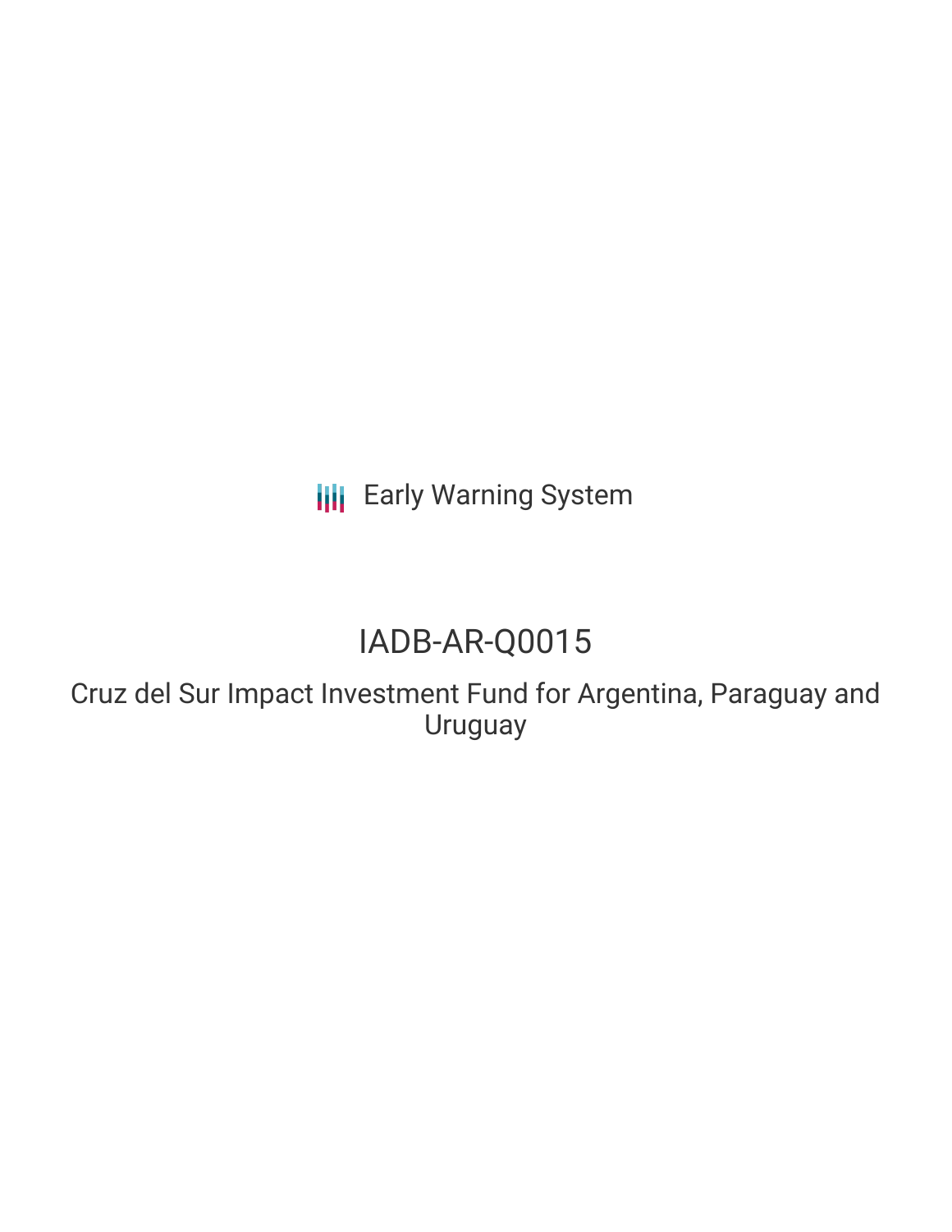Early Warning System

# IADB-AR-Q0015

## Cruz del Sur Impact Investment Fund for Argentina, Paraguay and Uruguay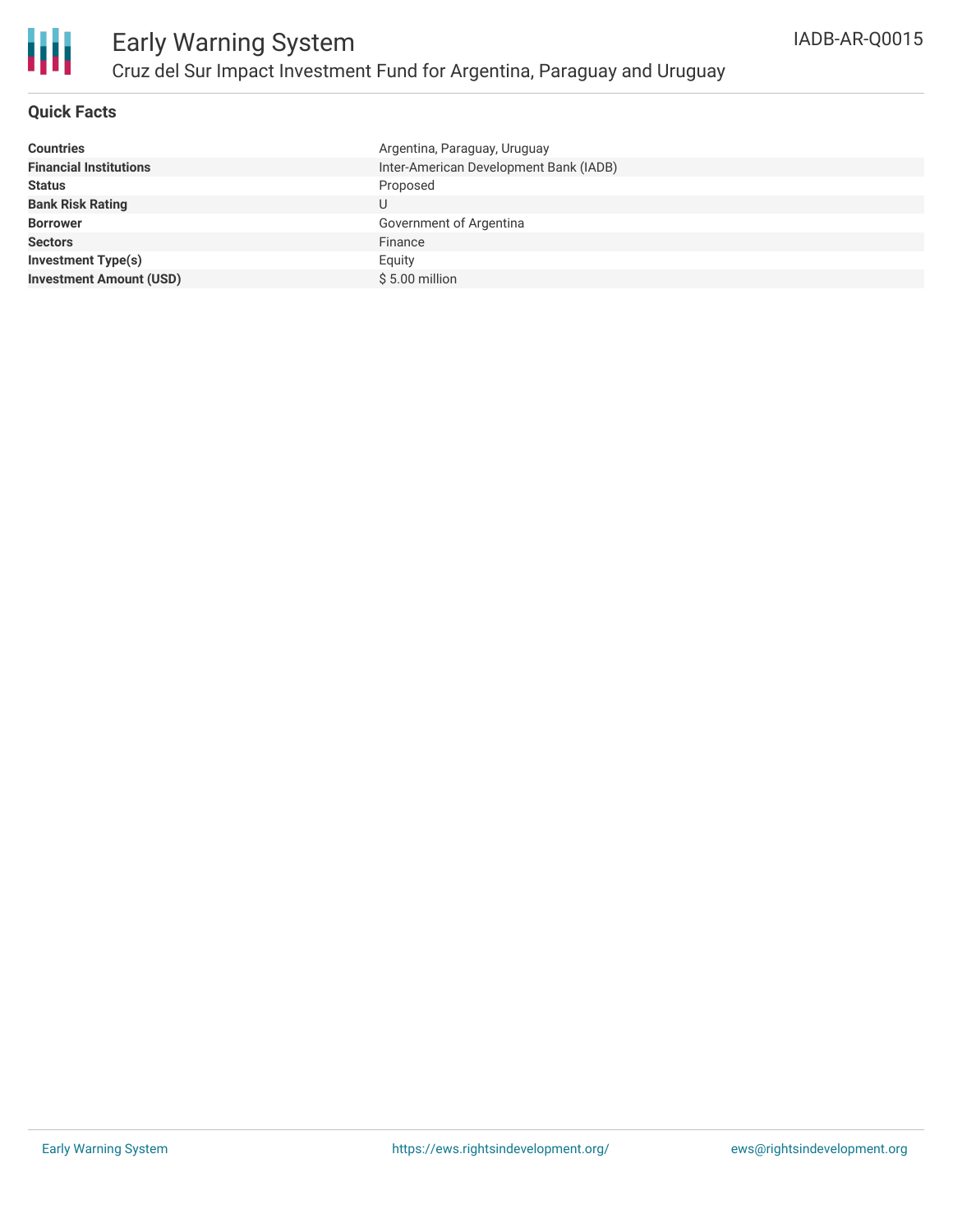## Quick Facts

| | |
|---|---|
| **Countries** | Argentina, Paraguay, Uruguay |
| **Financial Institutions** | Inter-American Development Bank (IADB) |
| **Status** | Proposed |
| **Bank Risk Rating** | U |
| **Borrower** | Government of Argentina |
| **Sectors** | Finance |
| **Investment Type(s)** | Equity |
| **Investment Amount (USD)** | $ 5.00 million |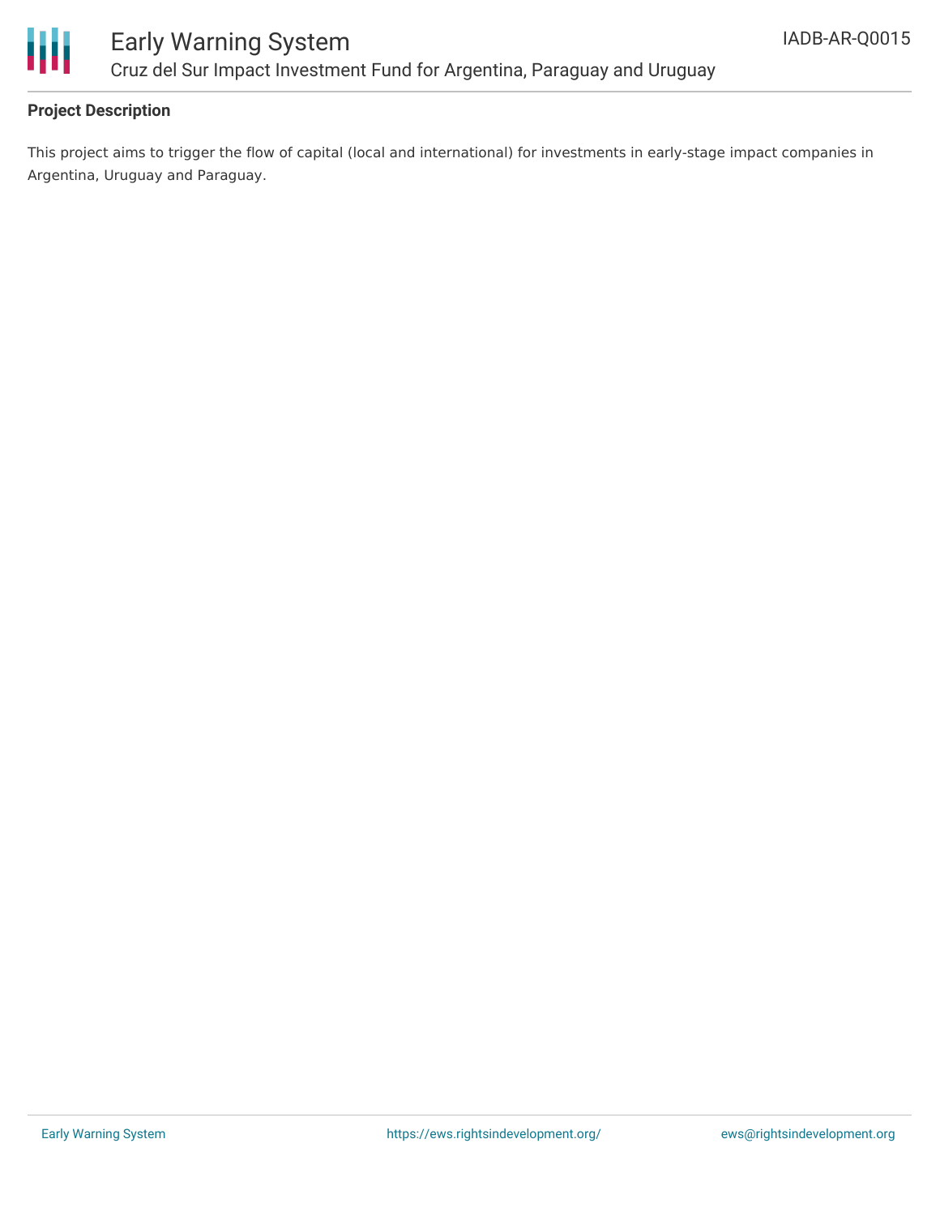**Project Description**

This project aims to trigger the flow of capital (local and international) for investments in early-stage impact companies in Argentina, Uruguay and Paraguay.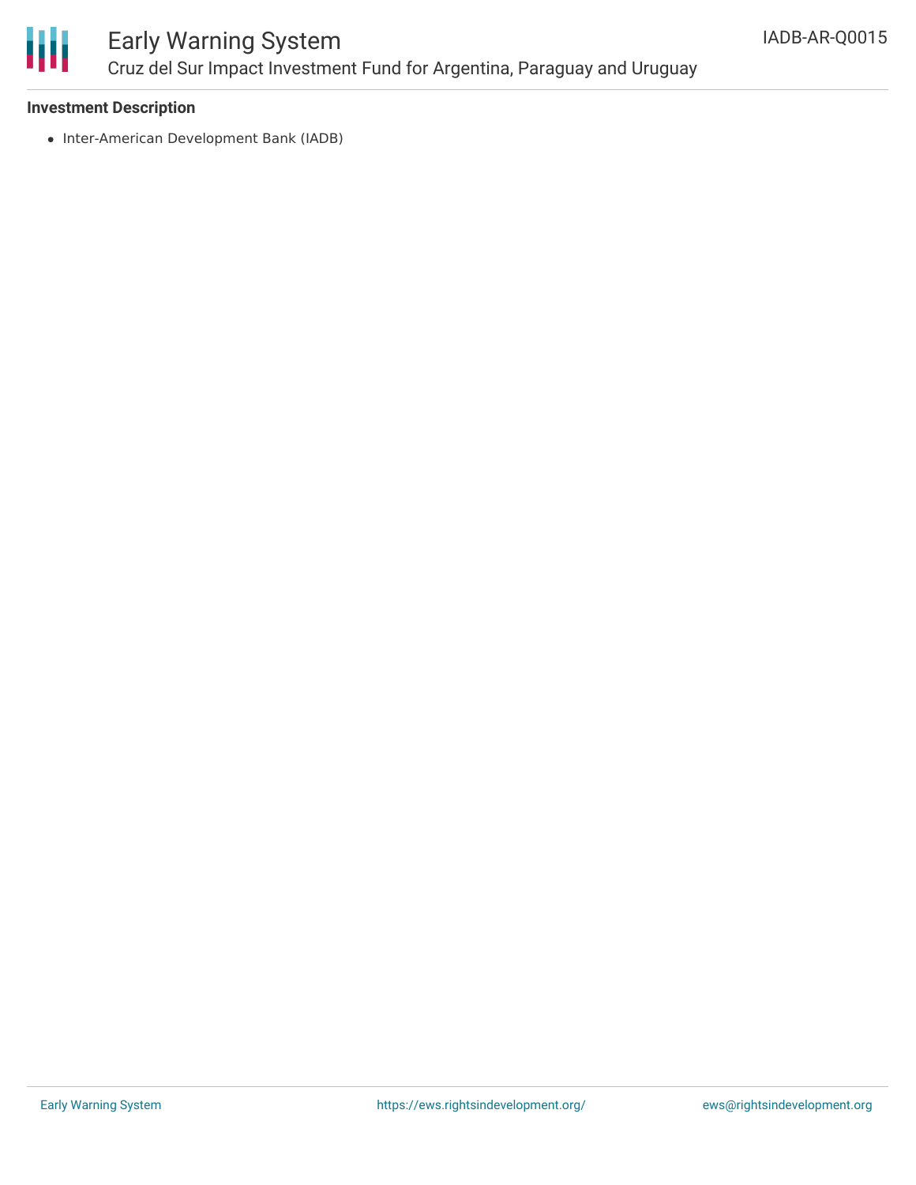**Investment Description**

- Inter-American Development Bank (IADB)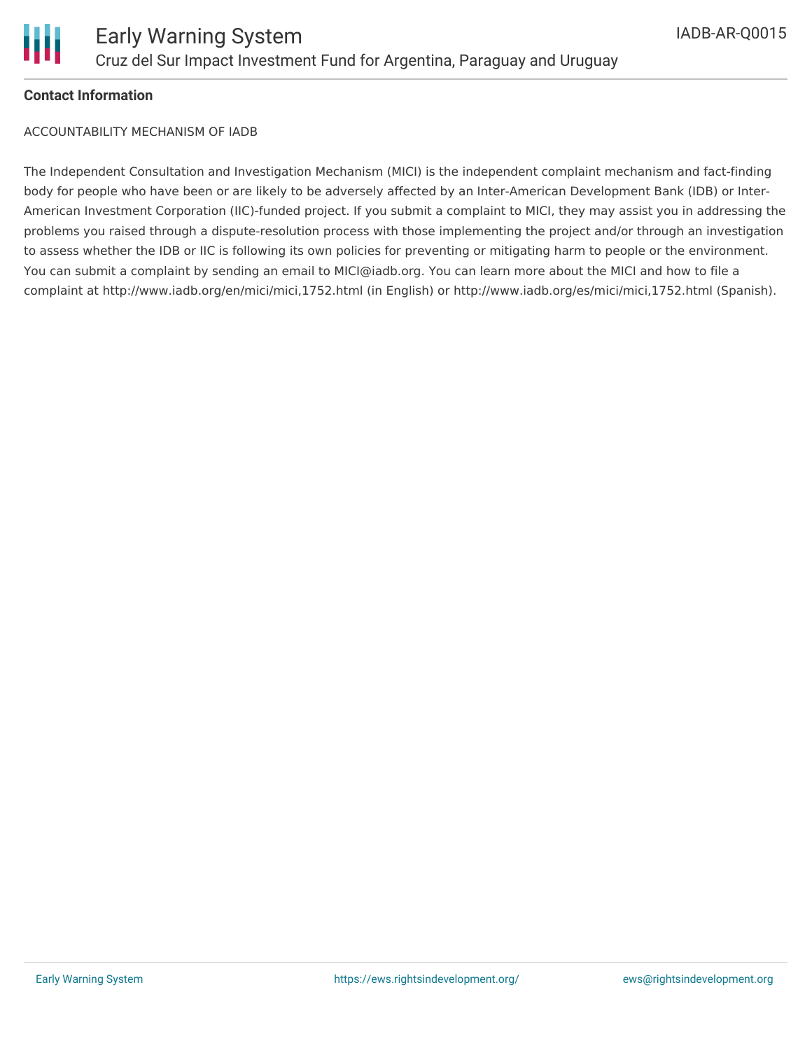**Contact Information**

ACCOUNTABILITY MECHANISM OF IADB

The Independent Consultation and Investigation Mechanism (MICI) is the independent complaint mechanism and fact-finding body for people who have been or are likely to be adversely affected by an Inter-American Development Bank (IDB) or Inter-American Investment Corporation (IIC)-funded project. If you submit a complaint to MICI, they may assist you in addressing the problems you raised through a dispute-resolution process with those implementing the project and/or through an investigation to assess whether the IDB or IIC is following its own policies for preventing or mitigating harm to people or the environment. You can submit a complaint by sending an email to MICI@iadb.org. You can learn more about the MICI and how to file a complaint at http://www.iadb.org/en/mici/mici,1752.html (in English) or http://www.iadb.org/es/mici/mici,1752.html (Spanish).